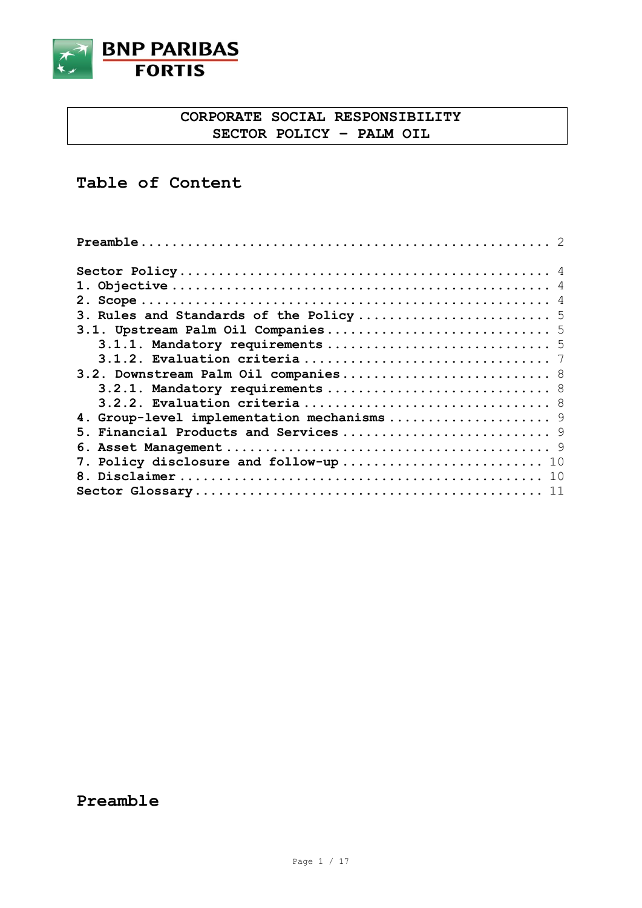# CORPORATE SOCIAL RESPONSIBILITY
# SECTOR POLICY – PALM OIL

## Table of Content

**Preamble** ........................................... 2

**Sector Policy** ........................................... 4

**1. Objective** ........................................... 4

**2. Scope** ........................................... 4

**3. Rules and Standards of the Policy** ........................................... 5

**3.1. Upstream Palm Oil Companies** ........................................... 5

- **3.1.1. Mandatory requirements** ........................................... 5
- **3.1.2. Evaluation criteria** ........................................... 7

**3.2. Downstream Palm Oil companies** ........................................... 8

- **3.2.1. Mandatory requirements** ........................................... 8
- **3.2.2. Evaluation criteria** ........................................... 8

**4. Group-level implementation mechanisms** ........................................... 9

**5. Financial Products and Services** ........................................... 9

**6. Asset Management** ........................................... 9

**7. Policy disclosure and follow-up** ........................................... 10

**8. Disclaimer** ........................................... 10

**Sector Glossary** ........................................... 11

## Preamble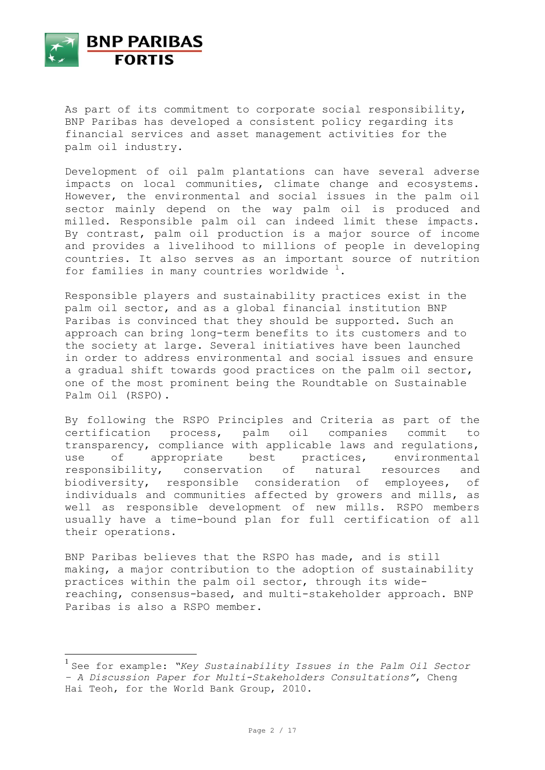As part of its commitment to corporate social responsibility, BNP Paribas has developed a consistent policy regarding its financial services and asset management activities for the palm oil industry.

Development of oil palm plantations can have several adverse impacts on local communities, climate change and ecosystems. However, the environmental and social issues in the palm oil sector mainly depend on the way palm oil is produced and milled. Responsible palm oil can indeed limit these impacts. By contrast, palm oil production is a major source of income and provides a livelihood to millions of people in developing countries. It also serves as an important source of nutrition for families in many countries worldwide [1].

Responsible players and sustainability practices exist in the palm oil sector, and as a global financial institution BNP Paribas is convinced that they should be supported. Such an approach can bring long-term benefits to its customers and to the society at large. Several initiatives have been launched in order to address environmental and social issues and ensure a gradual shift towards good practices on the palm oil sector, one of the most prominent being the Roundtable on Sustainable Palm Oil (RSPO).

By following the RSPO Principles and Criteria as part of the certification process, palm oil companies commit to transparency, compliance with applicable laws and regulations, use of appropriate best practices, environmental responsibility, conservation of natural resources and biodiversity, responsible consideration of employees, of individuals and communities affected by growers and mills, as well as responsible development of new mills. RSPO members usually have a time-bound plan for full certification of all their operations.

BNP Paribas believes that the RSPO has made, and is still making, a major contribution to the adoption of sustainability practices within the palm oil sector, through its wide-reaching, consensus-based, and multi-stakeholder approach. BNP Paribas is also a RSPO member.

---

[1] See for example: *"Key Sustainability Issues in the Palm Oil Sector – A Discussion Paper for Multi-Stakeholders Consultations"*, Cheng Hai Teoh, for the World Bank Group, 2010.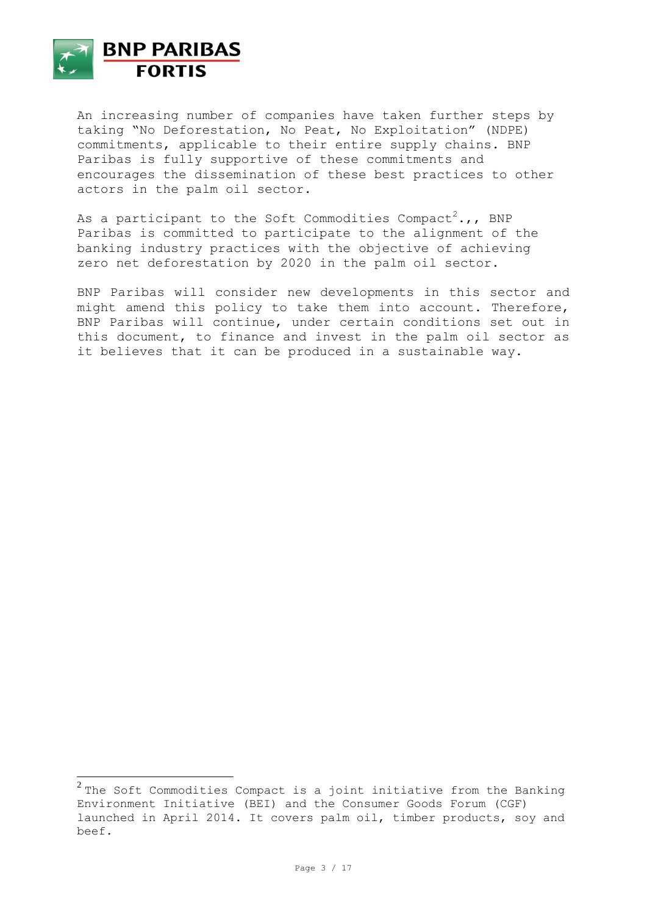An increasing number of companies have taken further steps by taking "No Deforestation, No Peat, No Exploitation" (NDPE) commitments, applicable to their entire supply chains. BNP Paribas is fully supportive of these commitments and encourages the dissemination of these best practices to other actors in the palm oil sector.

As a participant to the Soft Commodities Compact[2].,, BNP Paribas is committed to participate to the alignment of the banking industry practices with the objective of achieving zero net deforestation by 2020 in the palm oil sector.

BNP Paribas will consider new developments in this sector and might amend this policy to take them into account. Therefore, BNP Paribas will continue, under certain conditions set out in this document, to finance and invest in the palm oil sector as it believes that it can be produced in a sustainable way.

---

[2] The Soft Commodities Compact is a joint initiative from the Banking Environment Initiative (BEI) and the Consumer Goods Forum (CGF) launched in April 2014. It covers palm oil, timber products, soy and beef.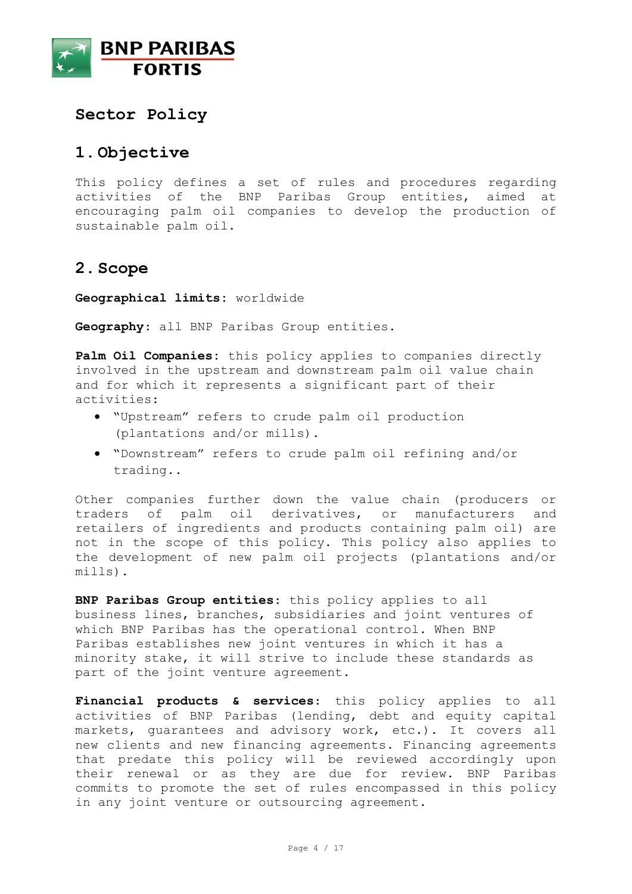# Sector Policy

## 1. Objective

This policy defines a set of rules and procedures regarding activities of the BNP Paribas Group entities, aimed at encouraging palm oil companies to develop the production of sustainable palm oil.

## 2. Scope

**Geographical limits:** worldwide

**Geography:** all BNP Paribas Group entities.

**Palm Oil Companies:** this policy applies to companies directly involved in the upstream and downstream palm oil value chain and for which it represents a significant part of their activities:

- "Upstream" refers to crude palm oil production (plantations and/or mills).
- "Downstream" refers to crude palm oil refining and/or trading..

Other companies further down the value chain (producers or traders of palm oil derivatives, or manufacturers and retailers of ingredients and products containing palm oil) are not in the scope of this policy. This policy also applies to the development of new palm oil projects (plantations and/or mills).

**BNP Paribas Group entities:** this policy applies to all business lines, branches, subsidiaries and joint ventures of which BNP Paribas has the operational control. When BNP Paribas establishes new joint ventures in which it has a minority stake, it will strive to include these standards as part of the joint venture agreement.

**Financial products & services:** this policy applies to all activities of BNP Paribas (lending, debt and equity capital markets, guarantees and advisory work, etc.). It covers all new clients and new financing agreements. Financing agreements that predate this policy will be reviewed accordingly upon their renewal or as they are due for review. BNP Paribas commits to promote the set of rules encompassed in this policy in any joint venture or outsourcing agreement.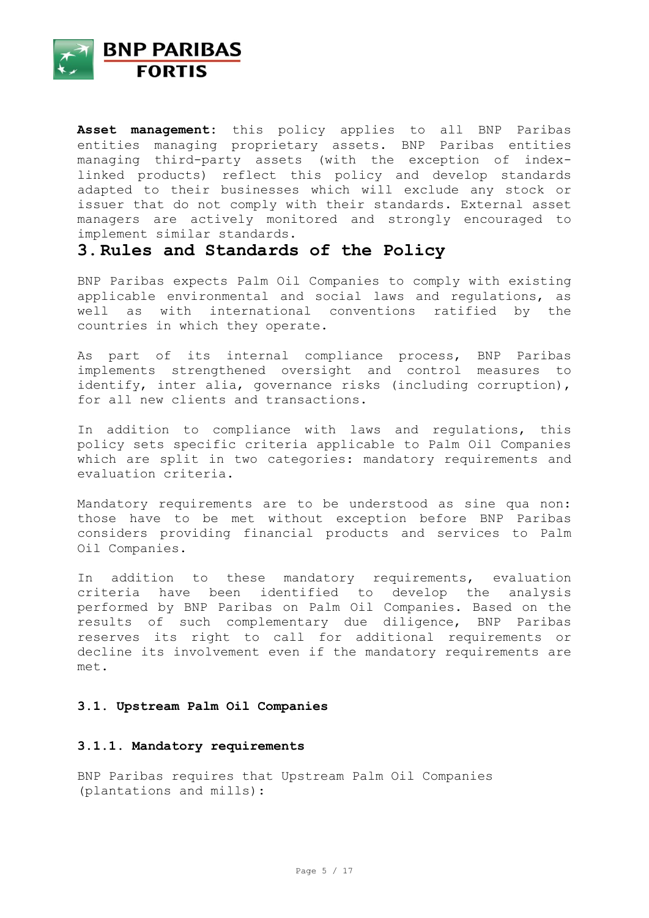**Asset management**: this policy applies to all BNP Paribas entities managing proprietary assets. BNP Paribas entities managing third-party assets (with the exception of index-linked products) reflect this policy and develop standards adapted to their businesses which will exclude any stock or issuer that do not comply with their standards. External asset managers are actively monitored and strongly encouraged to implement similar standards.

## 3. Rules and Standards of the Policy

BNP Paribas expects Palm Oil Companies to comply with existing applicable environmental and social laws and regulations, as well as with international conventions ratified by the countries in which they operate.

As part of its internal compliance process, BNP Paribas implements strengthened oversight and control measures to identify, inter alia, governance risks (including corruption), for all new clients and transactions.

In addition to compliance with laws and regulations, this policy sets specific criteria applicable to Palm Oil Companies which are split in two categories: mandatory requirements and evaluation criteria.

Mandatory requirements are to be understood as sine qua non: those have to be met without exception before BNP Paribas considers providing financial products and services to Palm Oil Companies.

In addition to these mandatory requirements, evaluation criteria have been identified to develop the analysis performed by BNP Paribas on Palm Oil Companies. Based on the results of such complementary due diligence, BNP Paribas reserves its right to call for additional requirements or decline its involvement even if the mandatory requirements are met.

### 3.1. Upstream Palm Oil Companies

#### 3.1.1. Mandatory requirements

BNP Paribas requires that Upstream Palm Oil Companies (plantations and mills):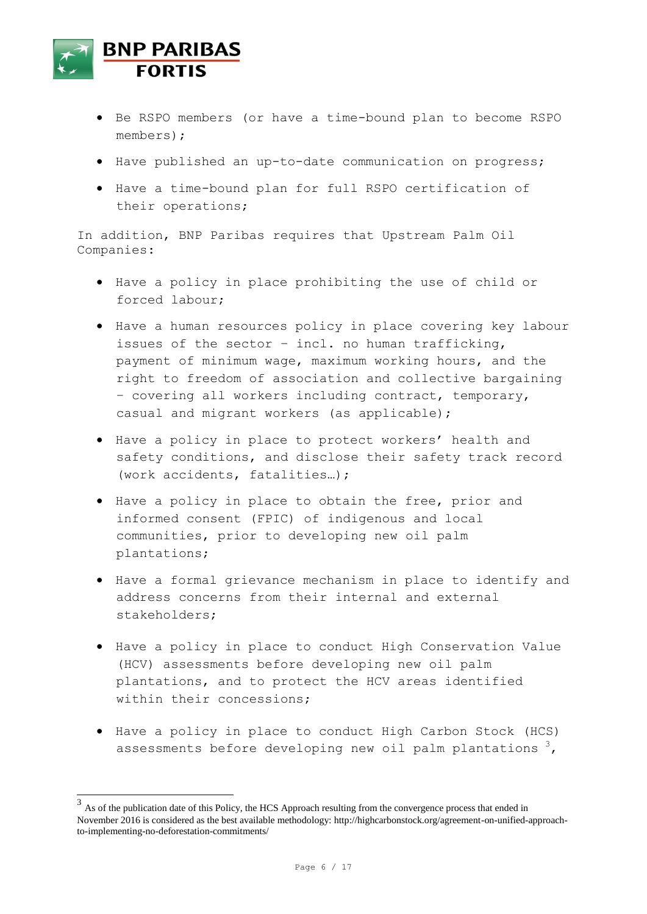- Be RSPO members (or have a time-bound plan to become RSPO members);
- Have published an up-to-date communication on progress;
- Have a time-bound plan for full RSPO certification of their operations;

In addition, BNP Paribas requires that Upstream Palm Oil Companies:

- Have a policy in place prohibiting the use of child or forced labour;
- Have a human resources policy in place covering key labour issues of the sector – incl. no human trafficking, payment of minimum wage, maximum working hours, and the right to freedom of association and collective bargaining – covering all workers including contract, temporary, casual and migrant workers (as applicable);
- Have a policy in place to protect workers' health and safety conditions, and disclose their safety track record (work accidents, fatalities…);
- Have a policy in place to obtain the free, prior and informed consent (FPIC) of indigenous and local communities, prior to developing new oil palm plantations;
- Have a formal grievance mechanism in place to identify and address concerns from their internal and external stakeholders;
- Have a policy in place to conduct High Conservation Value (HCV) assessments before developing new oil palm plantations, and to protect the HCV areas identified within their concessions;
- Have a policy in place to conduct High Carbon Stock (HCS) assessments before developing new oil palm plantations [3],

[3] As of the publication date of this Policy, the HCS Approach resulting from the convergence process that ended in November 2016 is considered as the best available methodology: http://highcarbonstock.org/agreement-on-unified-approach-to-implementing-no-deforestation-commitments/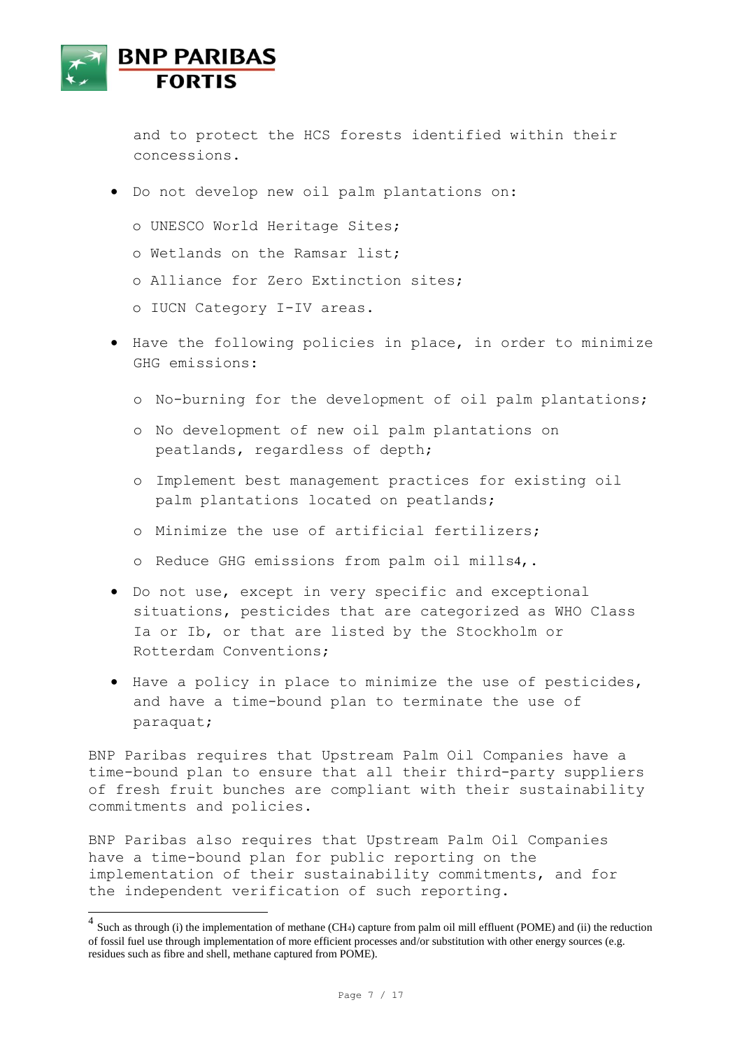and to protect the HCS forests identified within their concessions.

- Do not develop new oil palm plantations on:
  - UNESCO World Heritage Sites;
  - Wetlands on the Ramsar list;
  - Alliance for Zero Extinction sites;
  - IUCN Category I-IV areas.
- Have the following policies in place, in order to minimize GHG emissions:
  - No-burning for the development of oil palm plantations;
  - No development of new oil palm plantations on peatlands, regardless of depth;
  - Implement best management practices for existing oil palm plantations located on peatlands;
  - Minimize the use of artificial fertilizers;
  - Reduce GHG emissions from palm oil mills[4],.
- Do not use, except in very specific and exceptional situations, pesticides that are categorized as WHO Class Ia or Ib, or that are listed by the Stockholm or Rotterdam Conventions;
- Have a policy in place to minimize the use of pesticides, and have a time-bound plan to terminate the use of paraquat;

BNP Paribas requires that Upstream Palm Oil Companies have a time-bound plan to ensure that all their third-party suppliers of fresh fruit bunches are compliant with their sustainability commitments and policies.

BNP Paribas also requires that Upstream Palm Oil Companies have a time-bound plan for public reporting on the implementation of their sustainability commitments, and for the independent verification of such reporting.

---

[4] Such as through (i) the implementation of methane ($CH_4$) capture from palm oil mill effluent (POME) and (ii) the reduction of fossil fuel use through implementation of more efficient processes and/or substitution with other energy sources (e.g. residues such as fibre and shell, methane captured from POME).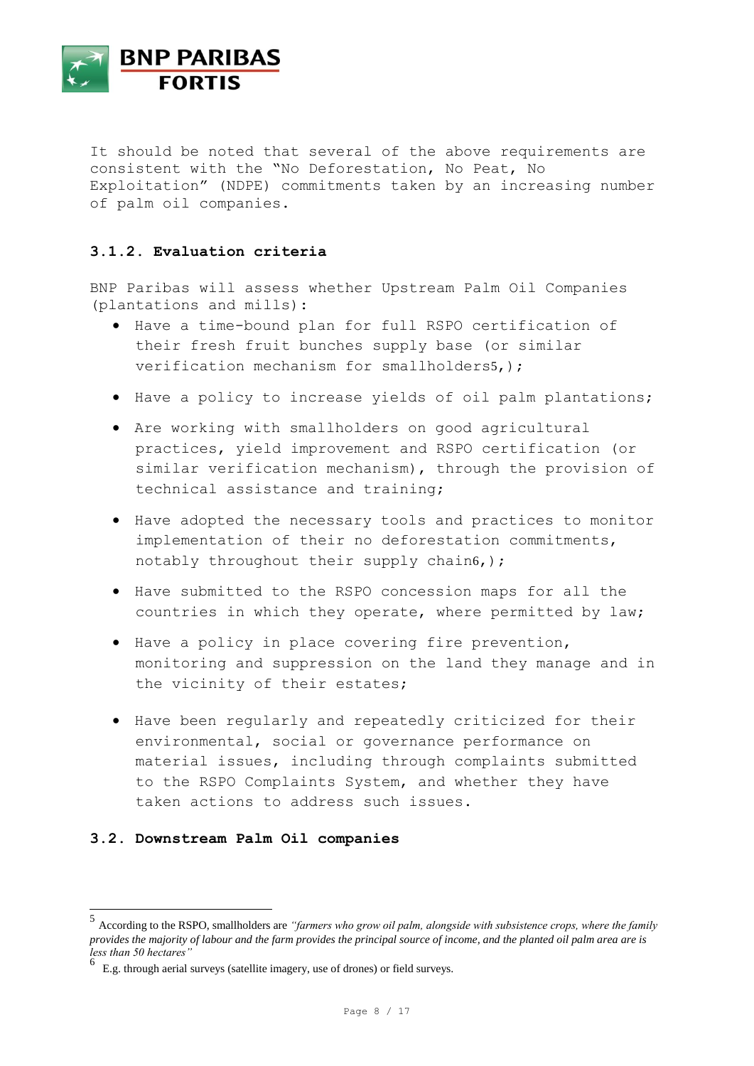It should be noted that several of the above requirements are consistent with the "No Deforestation, No Peat, No Exploitation" (NDPE) commitments taken by an increasing number of palm oil companies.

### 3.1.2. Evaluation criteria

BNP Paribas will assess whether Upstream Palm Oil Companies (plantations and mills):

- Have a time-bound plan for full RSPO certification of their fresh fruit bunches supply base (or similar verification mechanism for smallholders[5],);
- Have a policy to increase yields of oil palm plantations;
- Are working with smallholders on good agricultural practices, yield improvement and RSPO certification (or similar verification mechanism), through the provision of technical assistance and training;
- Have adopted the necessary tools and practices to monitor implementation of their no deforestation commitments, notably throughout their supply chain[6],);
- Have submitted to the RSPO concession maps for all the countries in which they operate, where permitted by law;
- Have a policy in place covering fire prevention, monitoring and suppression on the land they manage and in the vicinity of their estates;
- Have been regularly and repeatedly criticized for their environmental, social or governance performance on material issues, including through complaints submitted to the RSPO Complaints System, and whether they have taken actions to address such issues.

## 3.2. Downstream Palm Oil companies

---

[5] According to the RSPO, smallholders are *"farmers who grow oil palm, alongside with subsistence crops, where the family provides the majority of labour and the farm provides the principal source of income, and the planted oil palm area are is less than 50 hectares"*

[6] E.g. through aerial surveys (satellite imagery, use of drones) or field surveys.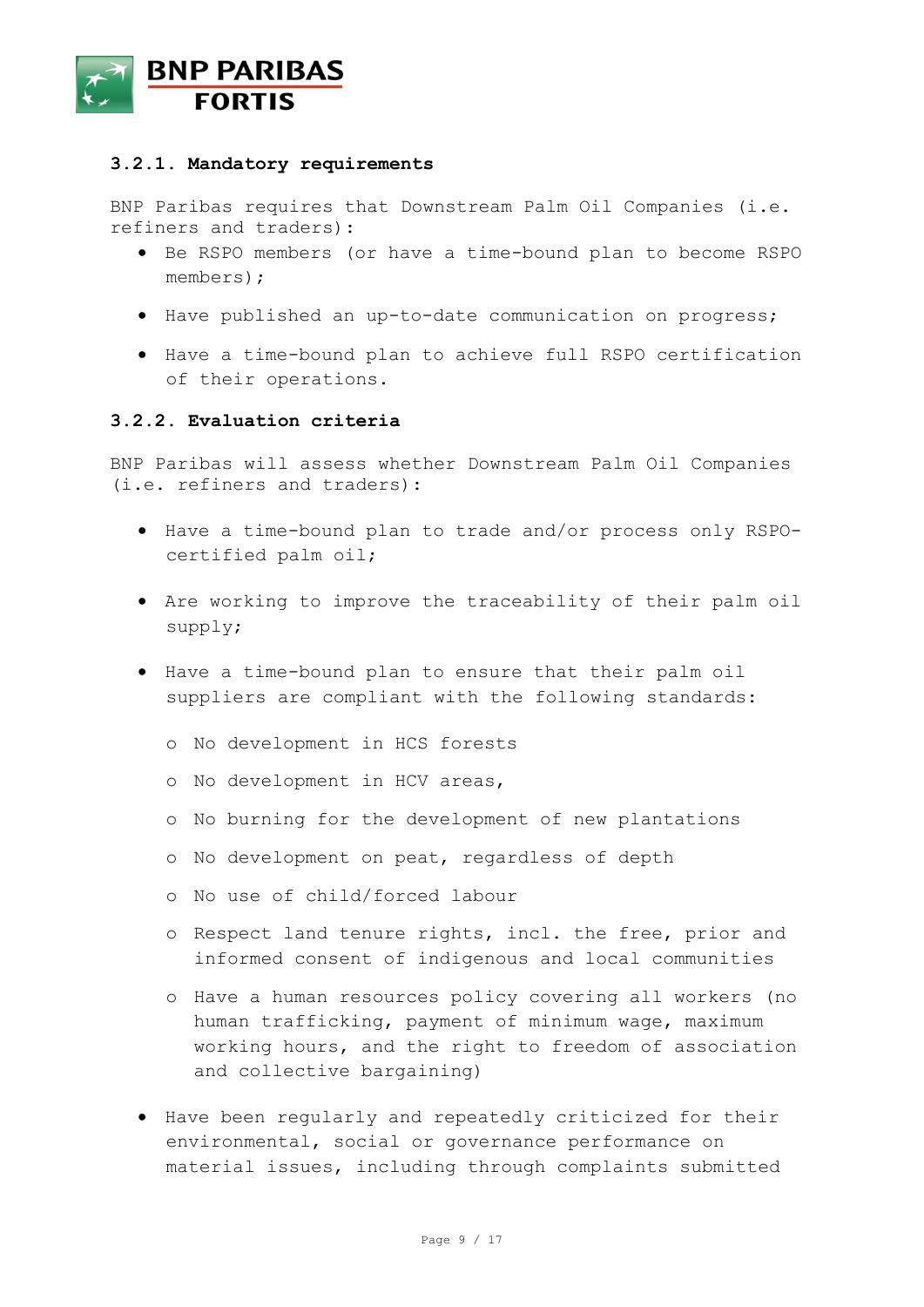#### 3.2.1. Mandatory requirements

BNP Paribas requires that Downstream Palm Oil Companies (i.e. refiners and traders):

- Be RSPO members (or have a time-bound plan to become RSPO members);
- Have published an up-to-date communication on progress;
- Have a time-bound plan to achieve full RSPO certification of their operations.

#### 3.2.2. Evaluation criteria

BNP Paribas will assess whether Downstream Palm Oil Companies (i.e. refiners and traders):

- Have a time-bound plan to trade and/or process only RSPO-certified palm oil;
- Are working to improve the traceability of their palm oil supply;
- Have a time-bound plan to ensure that their palm oil suppliers are compliant with the following standards:
    - No development in HCS forests
    - No development in HCV areas,
    - No burning for the development of new plantations
    - No development on peat, regardless of depth
    - No use of child/forced labour
    - Respect land tenure rights, incl. the free, prior and informed consent of indigenous and local communities
    - Have a human resources policy covering all workers (no human trafficking, payment of minimum wage, maximum working hours, and the right to freedom of association and collective bargaining)
- Have been regularly and repeatedly criticized for their environmental, social or governance performance on material issues, including through complaints submitted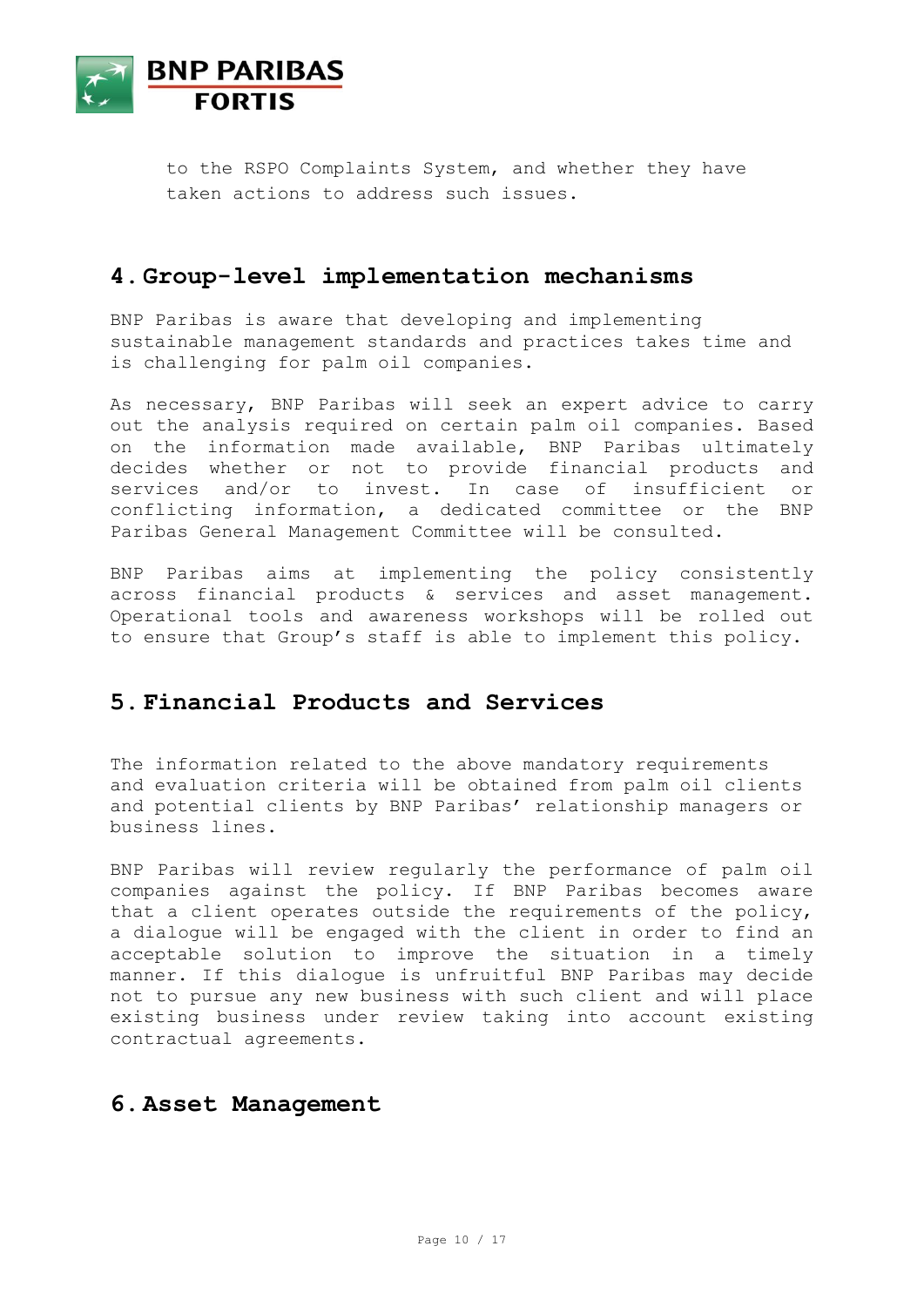to the RSPO Complaints System, and whether they have taken actions to address such issues.

## 4. Group-level implementation mechanisms

BNP Paribas is aware that developing and implementing sustainable management standards and practices takes time and is challenging for palm oil companies.

As necessary, BNP Paribas will seek an expert advice to carry out the analysis required on certain palm oil companies. Based on the information made available, BNP Paribas ultimately decides whether or not to provide financial products and services and/or to invest. In case of insufficient or conflicting information, a dedicated committee or the BNP Paribas General Management Committee will be consulted.

BNP Paribas aims at implementing the policy consistently across financial products & services and asset management. Operational tools and awareness workshops will be rolled out to ensure that Group's staff is able to implement this policy.

## 5. Financial Products and Services

The information related to the above mandatory requirements and evaluation criteria will be obtained from palm oil clients and potential clients by BNP Paribas' relationship managers or business lines.

BNP Paribas will review regularly the performance of palm oil companies against the policy. If BNP Paribas becomes aware that a client operates outside the requirements of the policy, a dialogue will be engaged with the client in order to find an acceptable solution to improve the situation in a timely manner. If this dialogue is unfruitful BNP Paribas may decide not to pursue any new business with such client and will place existing business under review taking into account existing contractual agreements.

## 6. Asset Management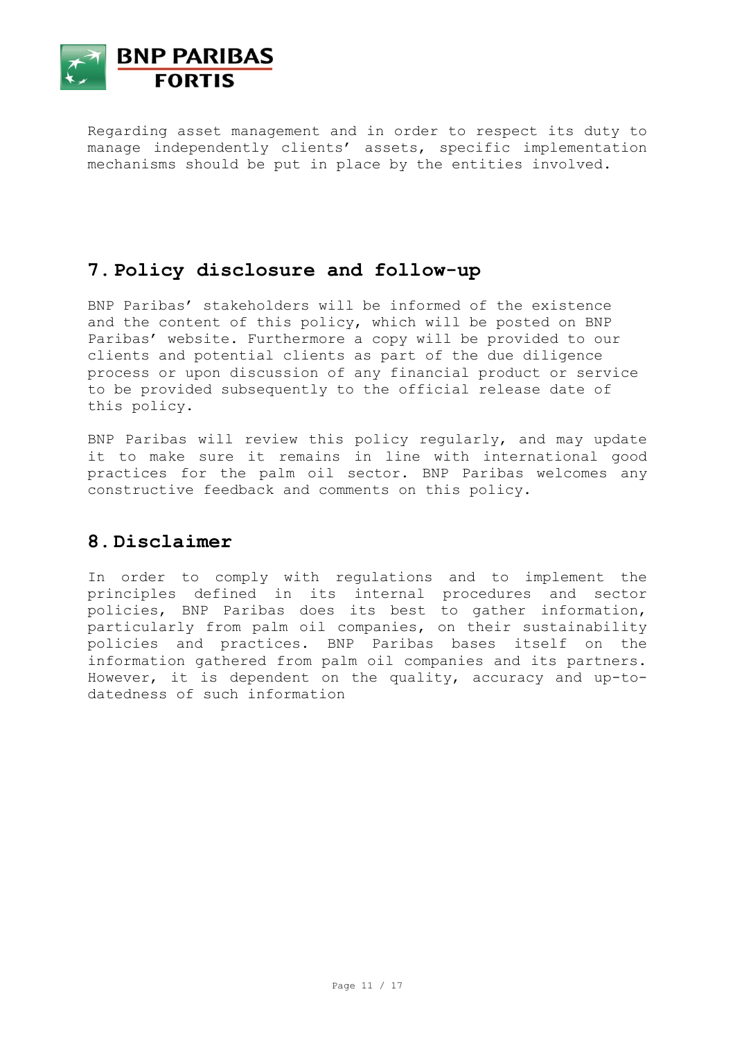Regarding asset management and in order to respect its duty to manage independently clients' assets, specific implementation mechanisms should be put in place by the entities involved.

## 7. Policy disclosure and follow-up

BNP Paribas' stakeholders will be informed of the existence and the content of this policy, which will be posted on BNP Paribas' website. Furthermore a copy will be provided to our clients and potential clients as part of the due diligence process or upon discussion of any financial product or service to be provided subsequently to the official release date of this policy.

BNP Paribas will review this policy regularly, and may update it to make sure it remains in line with international good practices for the palm oil sector. BNP Paribas welcomes any constructive feedback and comments on this policy.

## 8. Disclaimer

In order to comply with regulations and to implement the principles defined in its internal procedures and sector policies, BNP Paribas does its best to gather information, particularly from palm oil companies, on their sustainability policies and practices. BNP Paribas bases itself on the information gathered from palm oil companies and its partners. However, it is dependent on the quality, accuracy and up-to-datedness of such information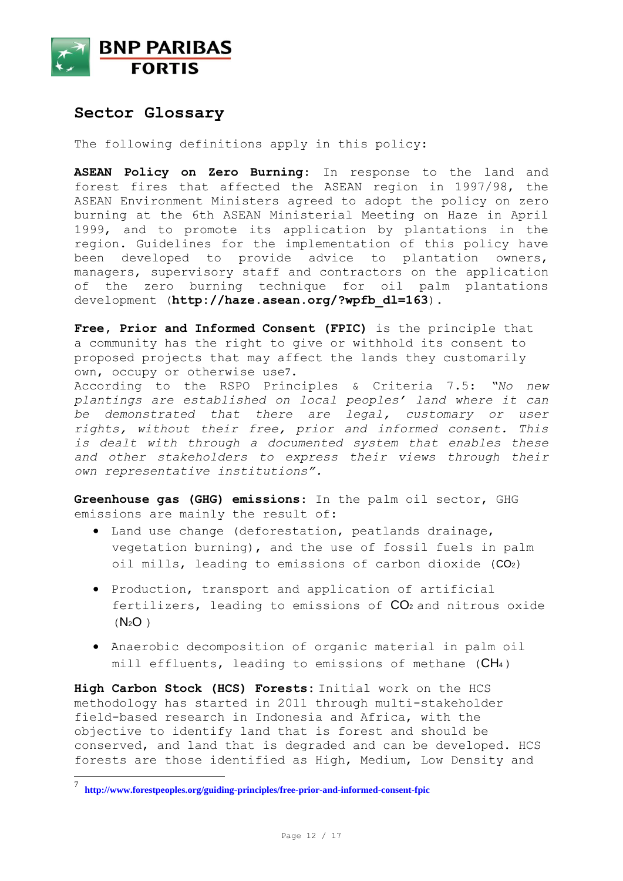## Sector Glossary

The following definitions apply in this policy:

**ASEAN Policy on Zero Burning**: In response to the land and forest fires that affected the ASEAN region in 1997/98, the ASEAN Environment Ministers agreed to adopt the policy on zero burning at the 6th ASEAN Ministerial Meeting on Haze in April 1999, and to promote its application by plantations in the region. Guidelines for the implementation of this policy have been developed to provide advice to plantation owners, managers, supervisory staff and contractors on the application of the zero burning technique for oil palm plantations development (**http://haze.asean.org/?wpfb_dl=163**).

**Free, Prior and Informed Consent (FPIC)** is the principle that a community has the right to give or withhold its consent to proposed projects that may affect the lands they customarily own, occupy or otherwise use[7].
According to the RSPO Principles & Criteria 7.5: *"No new plantings are established on local peoples' land where it can be demonstrated that there are legal, customary or user rights, without their free, prior and informed consent. This is dealt with through a documented system that enables these and other stakeholders to express their views through their own representative institutions".*

**Greenhouse gas (GHG) emissions**: In the palm oil sector, GHG emissions are mainly the result of:

- Land use change (deforestation, peatlands drainage, vegetation burning), and the use of fossil fuels in palm oil mills, leading to emissions of carbon dioxide ($CO_2$)
- Production, transport and application of artificial fertilizers, leading to emissions of $CO_2$ and nitrous oxide ($N_2O$)
- Anaerobic decomposition of organic material in palm oil mill effluents, leading to emissions of methane ($CH_4$)

**High Carbon Stock (HCS) Forests**: Initial work on the HCS methodology has started in 2011 through multi-stakeholder field-based research in Indonesia and Africa, with the objective to identify land that is forest and should be conserved, and land that is degraded and can be developed. HCS forests are those identified as High, Medium, Low Density and

[7] **http://www.forestpeoples.org/guiding-principles/free-prior-and-informed-consent-fpic**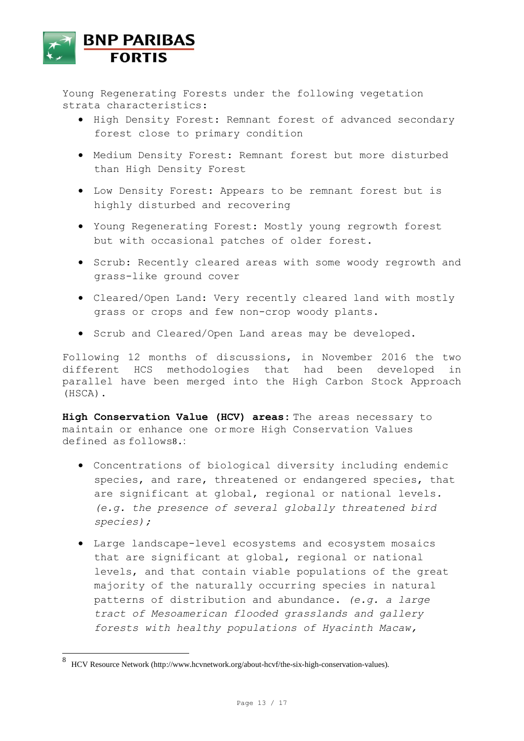Young Regenerating Forests under the following vegetation strata characteristics:

- High Density Forest: Remnant forest of advanced secondary forest close to primary condition
- Medium Density Forest: Remnant forest but more disturbed than High Density Forest
- Low Density Forest: Appears to be remnant forest but is highly disturbed and recovering
- Young Regenerating Forest: Mostly young regrowth forest but with occasional patches of older forest.
- Scrub: Recently cleared areas with some woody regrowth and grass-like ground cover
- Cleared/Open Land: Very recently cleared land with mostly grass or crops and few non-crop woody plants.
- Scrub and Cleared/Open Land areas may be developed.

Following 12 months of discussions, in November 2016 the two different HCS methodologies that had been developed in parallel have been merged into the High Carbon Stock Approach (HSCA).

**High Conservation Value (HCV) areas**: The areas necessary to maintain or enhance one or more High Conservation Values defined as follows[8].:

- Concentrations of biological diversity including endemic species, and rare, threatened or endangered species, that are significant at global, regional or national levels. *(e.g. the presence of several globally threatened bird species);*
- Large landscape-level ecosystems and ecosystem mosaics that are significant at global, regional or national levels, and that contain viable populations of the great majority of the naturally occurring species in natural patterns of distribution and abundance. *(e.g. a large tract of Mesoamerican flooded grasslands and gallery forests with healthy populations of Hyacinth Macaw,*

[8] HCV Resource Network (http://www.hcvnetwork.org/about-hcvf/the-six-high-conservation-values).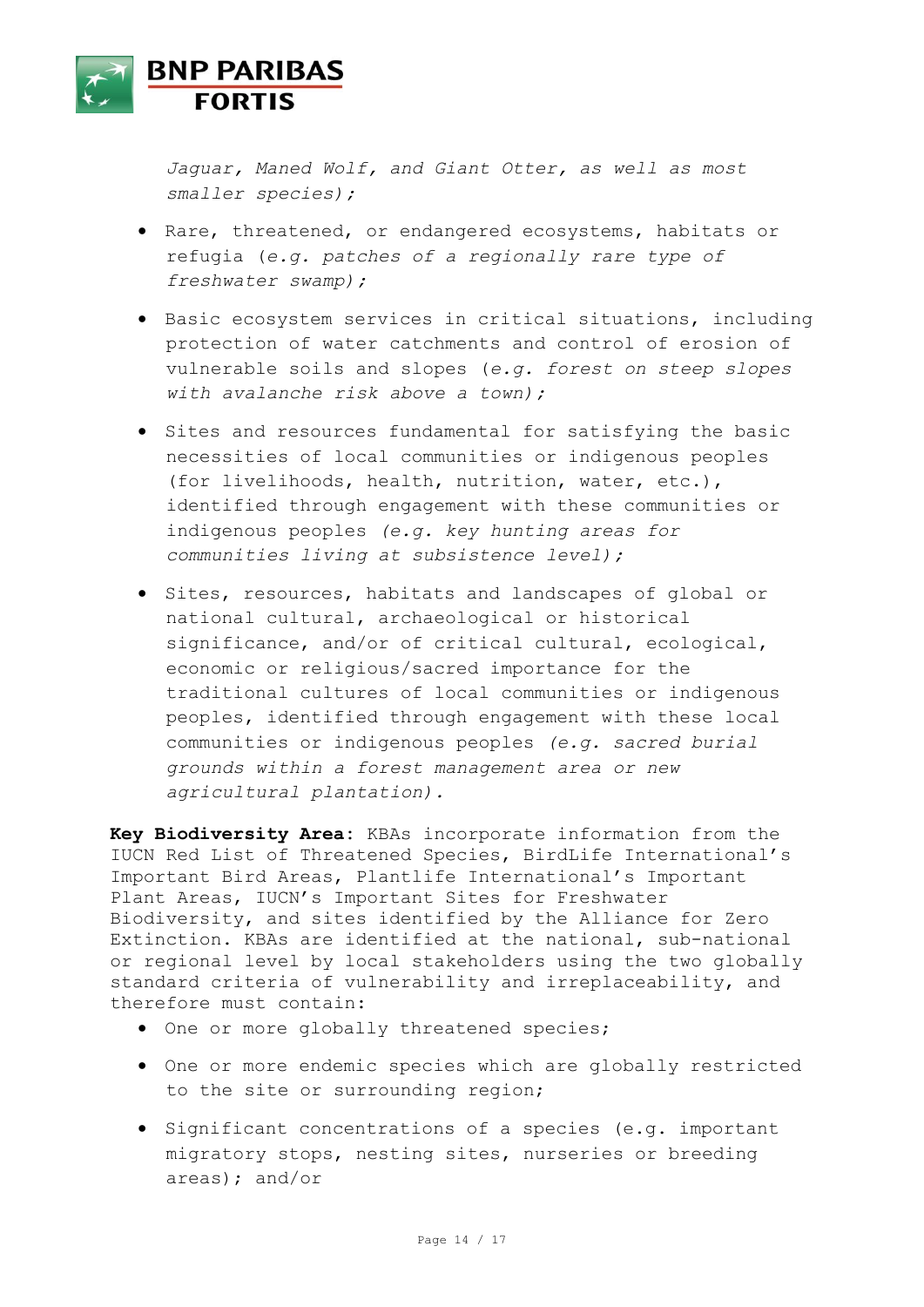*Jaguar, Maned Wolf, and Giant Otter, as well as most smaller species);*

- Rare, threatened, or endangered ecosystems, habitats or refugia (*e.g. patches of a regionally rare type of freshwater swamp);*
- Basic ecosystem services in critical situations, including protection of water catchments and control of erosion of vulnerable soils and slopes (*e.g. forest on steep slopes with avalanche risk above a town);*
- Sites and resources fundamental for satisfying the basic necessities of local communities or indigenous peoples (for livelihoods, health, nutrition, water, etc.), identified through engagement with these communities or indigenous peoples *(e.g. key hunting areas for communities living at subsistence level);*
- Sites, resources, habitats and landscapes of global or national cultural, archaeological or historical significance, and/or of critical cultural, ecological, economic or religious/sacred importance for the traditional cultures of local communities or indigenous peoples, identified through engagement with these local communities or indigenous peoples *(e.g. sacred burial grounds within a forest management area or new agricultural plantation).*

**Key Biodiversity Area**: KBAs incorporate information from the IUCN Red List of Threatened Species, BirdLife International's Important Bird Areas, Plantlife International's Important Plant Areas, IUCN's Important Sites for Freshwater Biodiversity, and sites identified by the Alliance for Zero Extinction. KBAs are identified at the national, sub-national or regional level by local stakeholders using the two globally standard criteria of vulnerability and irreplaceability, and therefore must contain:

- One or more globally threatened species;
- One or more endemic species which are globally restricted to the site or surrounding region;
- Significant concentrations of a species (e.g. important migratory stops, nesting sites, nurseries or breeding areas); and/or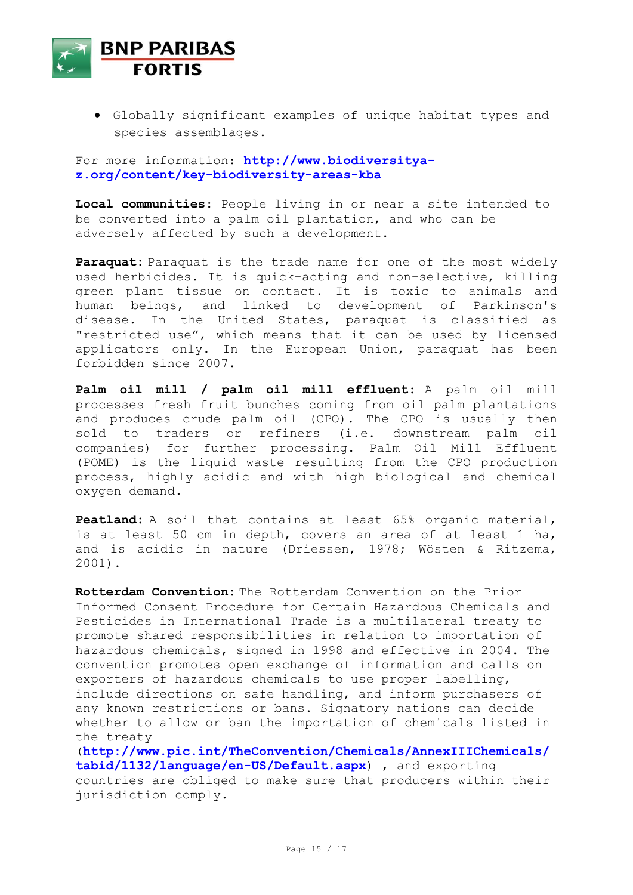- Globally significant examples of unique habitat types and species assemblages.

For more information: **http://www.biodiversitya-z.org/content/key-biodiversity-areas-kba**

**Local communities:** People living in or near a site intended to be converted into a palm oil plantation, and who can be adversely affected by such a development.

**Paraquat:** Paraquat is the trade name for one of the most widely used herbicides. It is quick-acting and non-selective, killing green plant tissue on contact. It is toxic to animals and human beings, and linked to development of Parkinson's disease. In the United States, paraquat is classified as "restricted use", which means that it can be used by licensed applicators only. In the European Union, paraquat has been forbidden since 2007.

**Palm oil mill / palm oil mill effluent:** A palm oil mill processes fresh fruit bunches coming from oil palm plantations and produces crude palm oil (CPO). The CPO is usually then sold to traders or refiners (i.e. downstream palm oil companies) for further processing. Palm Oil Mill Effluent (POME) is the liquid waste resulting from the CPO production process, highly acidic and with high biological and chemical oxygen demand.

**Peatland:** A soil that contains at least 65% organic material, is at least 50 cm in depth, covers an area of at least 1 ha, and is acidic in nature (Driessen, 1978; Wösten & Ritzema, 2001).

**Rotterdam Convention:** The Rotterdam Convention on the Prior Informed Consent Procedure for Certain Hazardous Chemicals and Pesticides in International Trade is a multilateral treaty to promote shared responsibilities in relation to importation of hazardous chemicals, signed in 1998 and effective in 2004. The convention promotes open exchange of information and calls on exporters of hazardous chemicals to use proper labelling, include directions on safe handling, and inform purchasers of any known restrictions or bans. Signatory nations can decide whether to allow or ban the importation of chemicals listed in the treaty (**http://www.pic.int/TheConvention/Chemicals/AnnexIIIChemicals/tabid/1132/language/en-US/Default.aspx**) , and exporting countries are obliged to make sure that producers within their jurisdiction comply.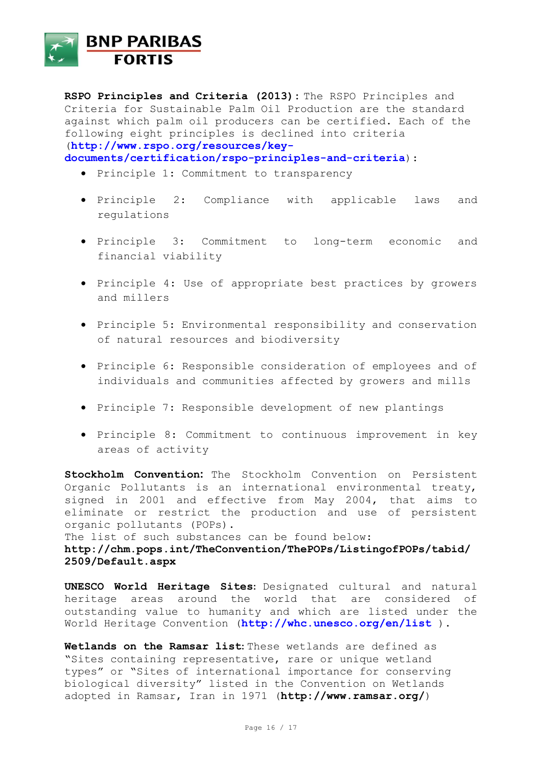**RSPO Principles and Criteria (2013):** The RSPO Principles and Criteria for Sustainable Palm Oil Production are the standard against which palm oil producers can be certified. Each of the following eight principles is declined into criteria (**http://www.rspo.org/resources/key-documents/certification/rspo-principles-and-criteria**):

- Principle 1: Commitment to transparency
- Principle 2: Compliance with applicable laws and regulations
- Principle 3: Commitment to long-term economic and financial viability
- Principle 4: Use of appropriate best practices by growers and millers
- Principle 5: Environmental responsibility and conservation of natural resources and biodiversity
- Principle 6: Responsible consideration of employees and of individuals and communities affected by growers and mills
- Principle 7: Responsible development of new plantings
- Principle 8: Commitment to continuous improvement in key areas of activity

**Stockholm Convention:** The Stockholm Convention on Persistent Organic Pollutants is an international environmental treaty, signed in 2001 and effective from May 2004, that aims to eliminate or restrict the production and use of persistent organic pollutants (POPs).
The list of such substances can be found below:
**http://chm.pops.int/TheConvention/ThePOPs/ListingofPOPs/tabid/2509/Default.aspx**

**UNESCO World Heritage Sites:** Designated cultural and natural heritage areas around the world that are considered of outstanding value to humanity and which are listed under the World Heritage Convention (**http://whc.unesco.org/en/list** ).

**Wetlands on the Ramsar list:** These wetlands are defined as "Sites containing representative, rare or unique wetland types" or "Sites of international importance for conserving biological diversity" listed in the Convention on Wetlands adopted in Ramsar, Iran in 1971 (**http://www.ramsar.org/**)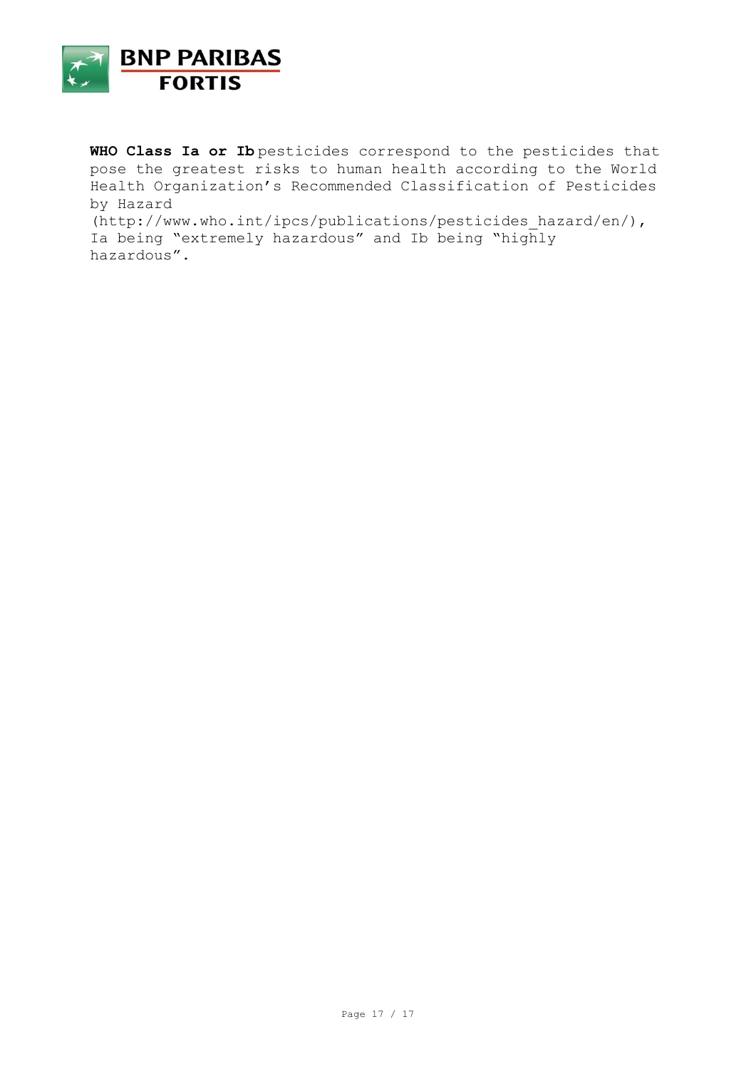**WHO Class Ia or Ib** pesticides correspond to the pesticides that pose the greatest risks to human health according to the World Health Organization's Recommended Classification of Pesticides by Hazard (http://www.who.int/ipcs/publications/pesticides_hazard/en/), Ia being "extremely hazardous" and Ib being "highly hazardous".